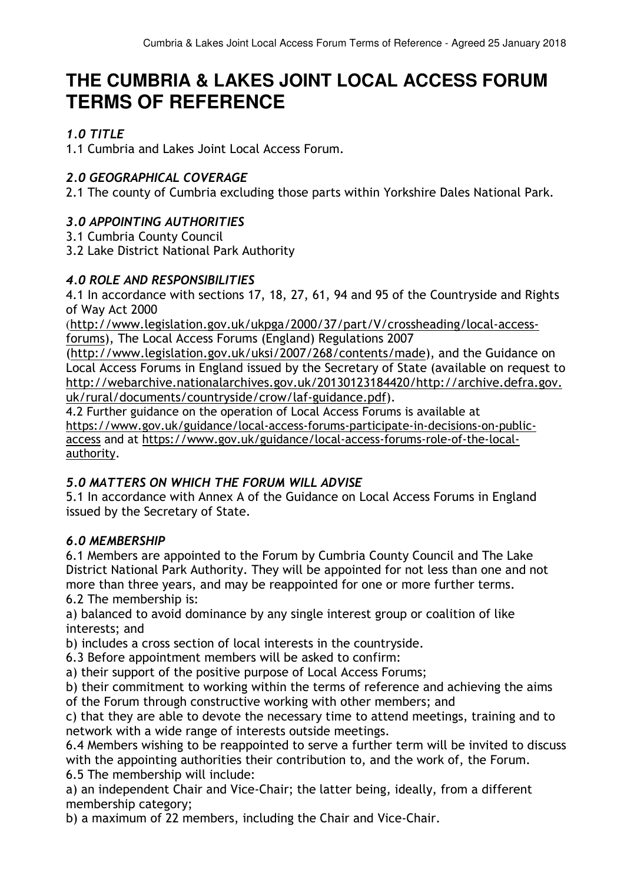# THE CUMBRIA & LAKES JOINT LOCAL ACCESS FORUM TERMS OF REFERENCE

## *1.0 TITLE*

1.1 Cumbria and Lakes Joint Local Access Forum.

## *2.0 GEOGRAPHICAL COVERAGE*

2.1 The county of Cumbria excluding those parts within Yorkshire Dales National Park.

## *3.0 APPOINTING AUTHORITIES*

3.1 Cumbria County Council
3.2 Lake District National Park Authority

## *4.0 ROLE AND RESPONSIBILITIES*

4.1 In accordance with sections 17, 18, 27, 61, 94 and 95 of the Countryside and Rights of Way Act 2000 (http://www.legislation.gov.uk/ukpga/2000/37/part/V/crossheading/local-access-forums), The Local Access Forums (England) Regulations 2007 (http://www.legislation.gov.uk/uksi/2007/268/contents/made), and the Guidance on Local Access Forums in England issued by the Secretary of State (available on request to http://webarchive.nationalarchives.gov.uk/20130123184420/http://archive.defra.gov.uk/rural/documents/countryside/crow/laf-guidance.pdf).
4.2 Further guidance on the operation of Local Access Forums is available at https://www.gov.uk/guidance/local-access-forums-participate-in-decisions-on-public-access and at https://www.gov.uk/guidance/local-access-forums-role-of-the-local-authority.

## *5.0 MATTERS ON WHICH THE FORUM WILL ADVISE*

5.1 In accordance with Annex A of the Guidance on Local Access Forums in England issued by the Secretary of State.

## *6.0 MEMBERSHIP*

6.1 Members are appointed to the Forum by Cumbria County Council and The Lake District National Park Authority. They will be appointed for not less than one and not more than three years, and may be reappointed for one or more further terms.
6.2 The membership is:
a) balanced to avoid dominance by any single interest group or coalition of like interests; and
b) includes a cross section of local interests in the countryside.
6.3 Before appointment members will be asked to confirm:
a) their support of the positive purpose of Local Access Forums;
b) their commitment to working within the terms of reference and achieving the aims of the Forum through constructive working with other members; and
c) that they are able to devote the necessary time to attend meetings, training and to network with a wide range of interests outside meetings.
6.4 Members wishing to be reappointed to serve a further term will be invited to discuss with the appointing authorities their contribution to, and the work of, the Forum.
6.5 The membership will include:
a) an independent Chair and Vice-Chair; the latter being, ideally, from a different membership category;
b) a maximum of 22 members, including the Chair and Vice-Chair.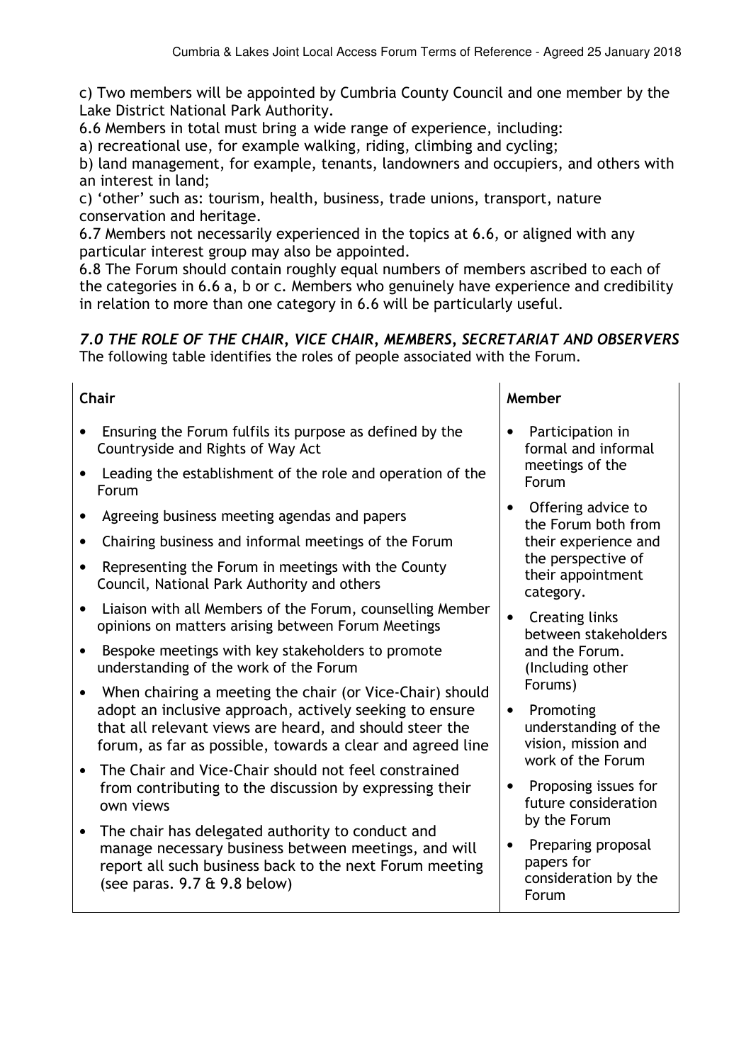c) Two members will be appointed by Cumbria County Council and one member by the Lake District National Park Authority.

6.6 Members in total must bring a wide range of experience, including:

a) recreational use, for example walking, riding, climbing and cycling;

b) land management, for example, tenants, landowners and occupiers, and others with an interest in land;

c) 'other' such as: tourism, health, business, trade unions, transport, nature conservation and heritage.

6.7 Members not necessarily experienced in the topics at 6.6, or aligned with any particular interest group may also be appointed.

6.8 The Forum should contain roughly equal numbers of members ascribed to each of the categories in 6.6 a, b or c. Members who genuinely have experience and credibility in relation to more than one category in 6.6 will be particularly useful.

### *7.0 THE ROLE OF THE CHAIR, VICE CHAIR, MEMBERS, SECRETARIAT AND OBSERVERS*

The following table identifies the roles of people associated with the Forum.

| **Chair** | **Member** |
| --- | --- |
| • Ensuring the Forum fulfils its purpose as defined by the Countryside and Rights of Way Act<br>• Leading the establishment of the role and operation of the Forum<br>• Agreeing business meeting agendas and papers<br>• Chairing business and informal meetings of the Forum<br>• Representing the Forum in meetings with the County Council, National Park Authority and others<br>• Liaison with all Members of the Forum, counselling Member opinions on matters arising between Forum Meetings<br>• Bespoke meetings with key stakeholders to promote understanding of the work of the Forum<br>• When chairing a meeting the chair (or Vice-Chair) should adopt an inclusive approach, actively seeking to ensure that all relevant views are heard, and should steer the forum, as far as possible, towards a clear and agreed line<br>• The Chair and Vice-Chair should not feel constrained from contributing to the discussion by expressing their own views<br>• The chair has delegated authority to conduct and manage necessary business between meetings, and will report all such business back to the next Forum meeting (see paras. 9.7 & 9.8 below) | • Participation in formal and informal meetings of the Forum<br>• Offering advice to the Forum both from their experience and the perspective of their appointment category.<br>• Creating links between stakeholders and the Forum. (Including other Forums)<br>• Promoting understanding of the vision, mission and work of the Forum<br>• Proposing issues for future consideration by the Forum<br>• Preparing proposal papers for consideration by the Forum |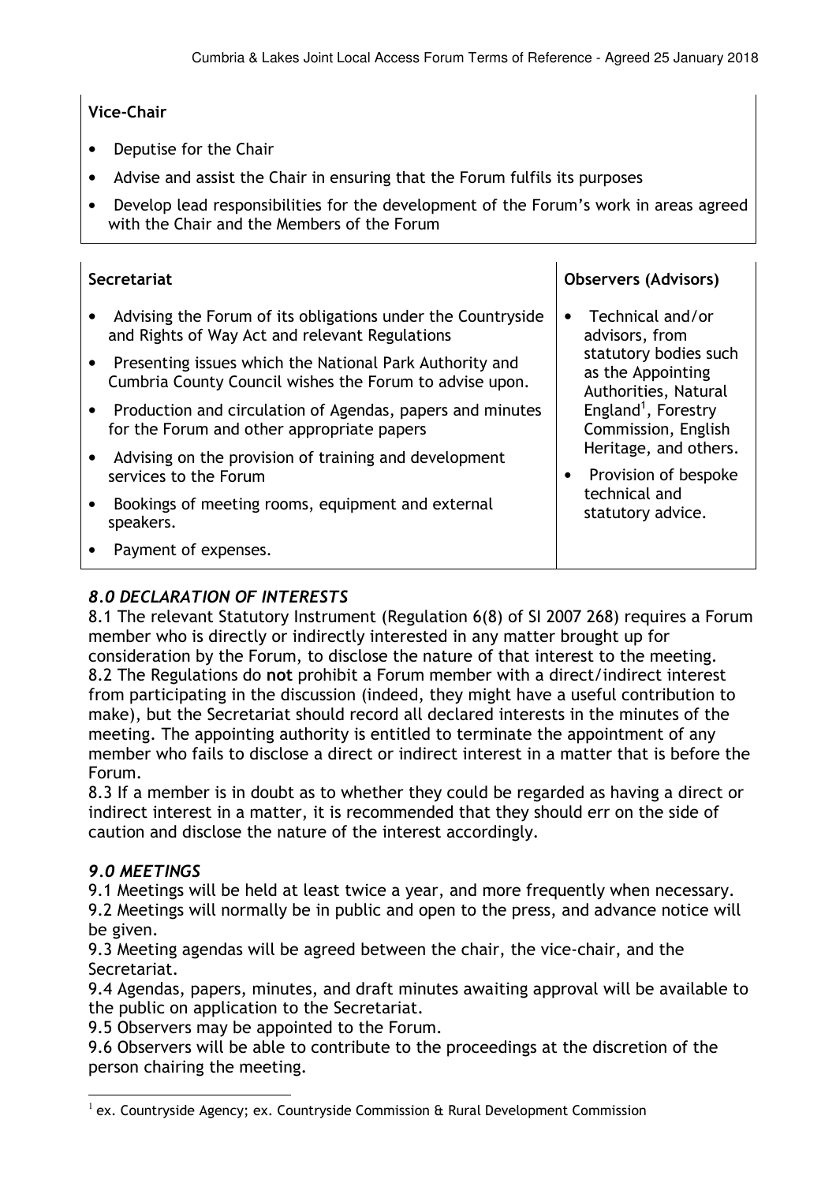| **Vice-Chair** |
| --- |
| • Deputise for the Chair<br>• Advise and assist the Chair in ensuring that the Forum fulfils its purposes<br>• Develop lead responsibilities for the development of the Forum's work in areas agreed with the Chair and the Members of the Forum |

| **Secretariat** | **Observers (Advisors)** |
| --- | --- |
| • Advising the Forum of its obligations under the Countryside and Rights of Way Act and relevant Regulations<br>• Presenting issues which the National Park Authority and Cumbria County Council wishes the Forum to advise upon.<br>• Production and circulation of Agendas, papers and minutes for the Forum and other appropriate papers<br>• Advising on the provision of training and development services to the Forum<br>• Bookings of meeting rooms, equipment and external speakers.<br>• Payment of expenses. | • Technical and/or advisors, from statutory bodies such as the Appointing Authorities, Natural England[1], Forestry Commission, English Heritage, and others.<br>• Provision of bespoke technical and statutory advice. |

## *8.0 DECLARATION OF INTERESTS*

8.1 The relevant Statutory Instrument (Regulation 6(8) of SI 2007 268) requires a Forum member who is directly or indirectly interested in any matter brought up for consideration by the Forum, to disclose the nature of that interest to the meeting.
8.2 The Regulations do **not** prohibit a Forum member with a direct/indirect interest from participating in the discussion (indeed, they might have a useful contribution to make), but the Secretariat should record all declared interests in the minutes of the meeting. The appointing authority is entitled to terminate the appointment of any member who fails to disclose a direct or indirect interest in a matter that is before the Forum.
8.3 If a member is in doubt as to whether they could be regarded as having a direct or indirect interest in a matter, it is recommended that they should err on the side of caution and disclose the nature of the interest accordingly.

## *9.0 MEETINGS*

9.1 Meetings will be held at least twice a year, and more frequently when necessary.
9.2 Meetings will normally be in public and open to the press, and advance notice will be given.
9.3 Meeting agendas will be agreed between the chair, the vice-chair, and the Secretariat.
9.4 Agendas, papers, minutes, and draft minutes awaiting approval will be available to the public on application to the Secretariat.
9.5 Observers may be appointed to the Forum.
9.6 Observers will be able to contribute to the proceedings at the discretion of the person chairing the meeting.

[1] ex. Countryside Agency; ex. Countryside Commission & Rural Development Commission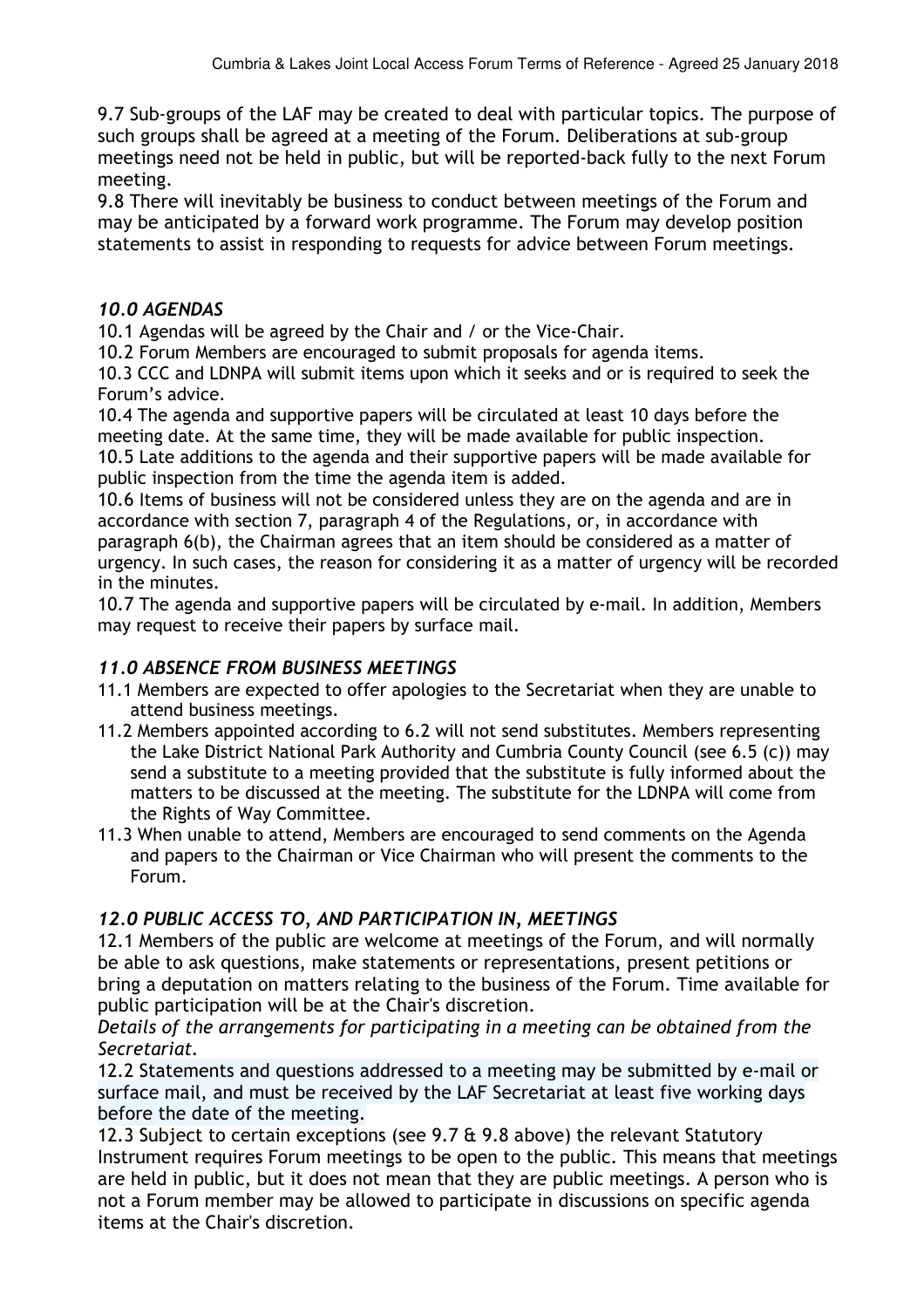9.7 Sub-groups of the LAF may be created to deal with particular topics. The purpose of such groups shall be agreed at a meeting of the Forum. Deliberations at sub-group meetings need not be held in public, but will be reported-back fully to the next Forum meeting.

9.8 There will inevitably be business to conduct between meetings of the Forum and may be anticipated by a forward work programme. The Forum may develop position statements to assist in responding to requests for advice between Forum meetings.

### *10.0 AGENDAS*

10.1 Agendas will be agreed by the Chair and / or the Vice-Chair.

10.2 Forum Members are encouraged to submit proposals for agenda items.

10.3 CCC and LDNPA will submit items upon which it seeks and or is required to seek the Forum's advice.

10.4 The agenda and supportive papers will be circulated at least 10 days before the meeting date. At the same time, they will be made available for public inspection.

10.5 Late additions to the agenda and their supportive papers will be made available for public inspection from the time the agenda item is added.

10.6 Items of business will not be considered unless they are on the agenda and are in accordance with section 7, paragraph 4 of the Regulations, or, in accordance with paragraph 6(b), the Chairman agrees that an item should be considered as a matter of urgency. In such cases, the reason for considering it as a matter of urgency will be recorded in the minutes.

10.7 The agenda and supportive papers will be circulated by e-mail. In addition, Members may request to receive their papers by surface mail.

### *11.0 ABSENCE FROM BUSINESS MEETINGS*

11.1 Members are expected to offer apologies to the Secretariat when they are unable to attend business meetings.

11.2 Members appointed according to 6.2 will not send substitutes. Members representing the Lake District National Park Authority and Cumbria County Council (see 6.5 (c)) may send a substitute to a meeting provided that the substitute is fully informed about the matters to be discussed at the meeting. The substitute for the LDNPA will come from the Rights of Way Committee.

11.3 When unable to attend, Members are encouraged to send comments on the Agenda and papers to the Chairman or Vice Chairman who will present the comments to the Forum.

### *12.0 PUBLIC ACCESS TO, AND PARTICIPATION IN, MEETINGS*

12.1 Members of the public are welcome at meetings of the Forum, and will normally be able to ask questions, make statements or representations, present petitions or bring a deputation on matters relating to the business of the Forum. Time available for public participation will be at the Chair's discretion.

*Details of the arrangements for participating in a meeting can be obtained from the Secretariat.*

12.2 Statements and questions addressed to a meeting may be submitted by e-mail or surface mail, and must be received by the LAF Secretariat at least five working days before the date of the meeting.

12.3 Subject to certain exceptions (see 9.7 & 9.8 above) the relevant Statutory Instrument requires Forum meetings to be open to the public. This means that meetings are held in public, but it does not mean that they are public meetings. A person who is not a Forum member may be allowed to participate in discussions on specific agenda items at the Chair's discretion.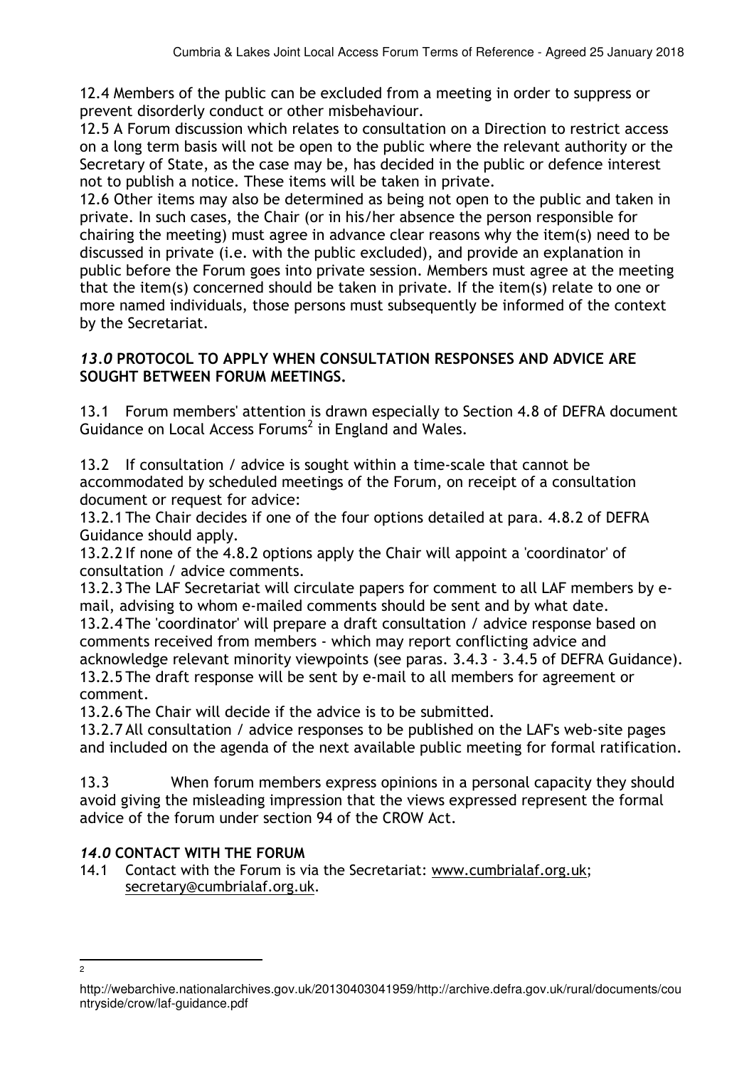12.4 Members of the public can be excluded from a meeting in order to suppress or prevent disorderly conduct or other misbehaviour.

12.5 A Forum discussion which relates to consultation on a Direction to restrict access on a long term basis will not be open to the public where the relevant authority or the Secretary of State, as the case may be, has decided in the public or defence interest not to publish a notice. These items will be taken in private.

12.6 Other items may also be determined as being not open to the public and taken in private. In such cases, the Chair (or in his/her absence the person responsible for chairing the meeting) must agree in advance clear reasons why the item(s) need to be discussed in private (i.e. with the public excluded), and provide an explanation in public before the Forum goes into private session. Members must agree at the meeting that the item(s) concerned should be taken in private. If the item(s) relate to one or more named individuals, those persons must subsequently be informed of the context by the Secretariat.

## *13.0* PROTOCOL TO APPLY WHEN CONSULTATION RESPONSES AND ADVICE ARE SOUGHT BETWEEN FORUM MEETINGS.

13.1 Forum members' attention is drawn especially to Section 4.8 of DEFRA document Guidance on Local Access Forums[2] in England and Wales.

13.2 If consultation / advice is sought within a time-scale that cannot be accommodated by scheduled meetings of the Forum, on receipt of a consultation document or request for advice:

13.2.1 The Chair decides if one of the four options detailed at para. 4.8.2 of DEFRA Guidance should apply.

13.2.2 If none of the 4.8.2 options apply the Chair will appoint a 'coordinator' of consultation / advice comments.

13.2.3 The LAF Secretariat will circulate papers for comment to all LAF members by e-mail, advising to whom e-mailed comments should be sent and by what date.

13.2.4 The 'coordinator' will prepare a draft consultation / advice response based on comments received from members - which may report conflicting advice and acknowledge relevant minority viewpoints (see paras. 3.4.3 - 3.4.5 of DEFRA Guidance).

13.2.5 The draft response will be sent by e-mail to all members for agreement or comment.

13.2.6 The Chair will decide if the advice is to be submitted.

13.2.7 All consultation / advice responses to be published on the LAF's web-site pages and included on the agenda of the next available public meeting for formal ratification.

13.3 When forum members express opinions in a personal capacity they should avoid giving the misleading impression that the views expressed represent the formal advice of the forum under section 94 of the CROW Act.

## *14.0* CONTACT WITH THE FORUM

14.1 Contact with the Forum is via the Secretariat: www.cumbrialaf.org.uk; secretary@cumbrialaf.org.uk.

---

[2] http://webarchive.nationalarchives.gov.uk/20130403041959/http://archive.defra.gov.uk/rural/documents/countryside/crow/laf-guidance.pdf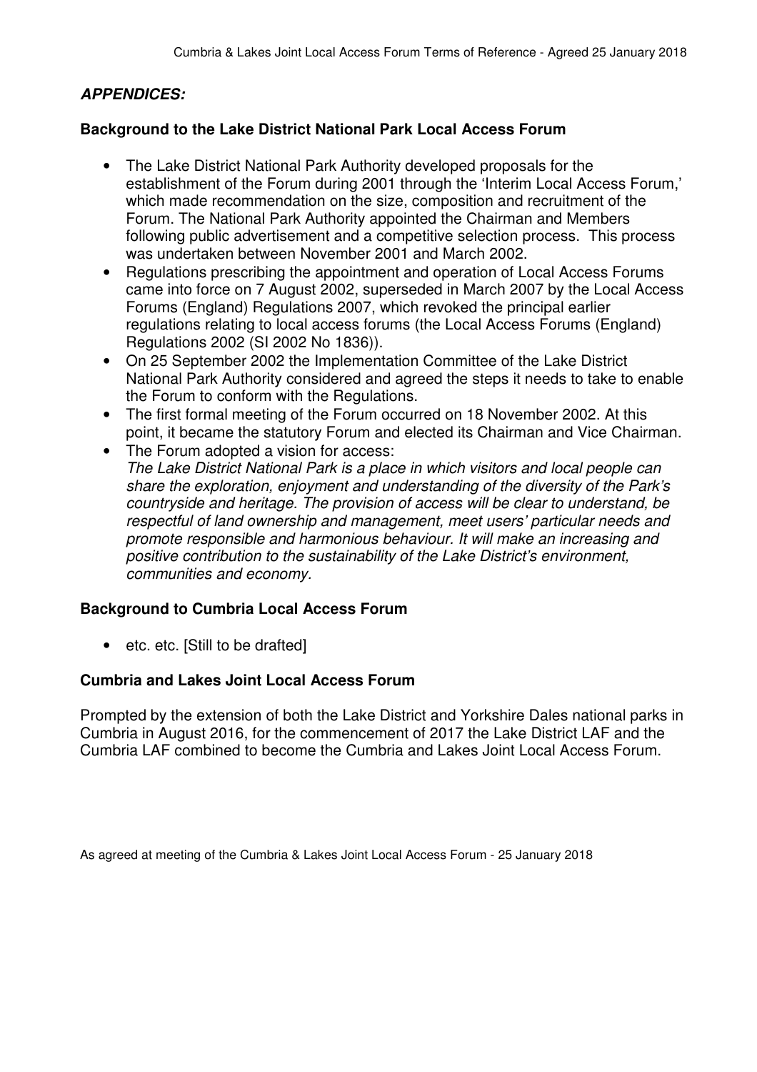***APPENDICES:***

**Background to the Lake District National Park Local Access Forum**

- The Lake District National Park Authority developed proposals for the establishment of the Forum during 2001 through the 'Interim Local Access Forum,' which made recommendation on the size, composition and recruitment of the Forum. The National Park Authority appointed the Chairman and Members following public advertisement and a competitive selection process. This process was undertaken between November 2001 and March 2002.
- Regulations prescribing the appointment and operation of Local Access Forums came into force on 7 August 2002, superseded in March 2007 by the Local Access Forums (England) Regulations 2007, which revoked the principal earlier regulations relating to local access forums (the Local Access Forums (England) Regulations 2002 (SI 2002 No 1836)).
- On 25 September 2002 the Implementation Committee of the Lake District National Park Authority considered and agreed the steps it needs to take to enable the Forum to conform with the Regulations.
- The first formal meeting of the Forum occurred on 18 November 2002. At this point, it became the statutory Forum and elected its Chairman and Vice Chairman.
- The Forum adopted a vision for access:
  *The Lake District National Park is a place in which visitors and local people can share the exploration, enjoyment and understanding of the diversity of the Park's countryside and heritage. The provision of access will be clear to understand, be respectful of land ownership and management, meet users' particular needs and promote responsible and harmonious behaviour. It will make an increasing and positive contribution to the sustainability of the Lake District's environment, communities and economy.*

**Background to Cumbria Local Access Forum**

- etc. etc. [Still to be drafted]

**Cumbria and Lakes Joint Local Access Forum**

Prompted by the extension of both the Lake District and Yorkshire Dales national parks in Cumbria in August 2016, for the commencement of 2017 the Lake District LAF and the Cumbria LAF combined to become the Cumbria and Lakes Joint Local Access Forum.

As agreed at meeting of the Cumbria & Lakes Joint Local Access Forum - 25 January 2018